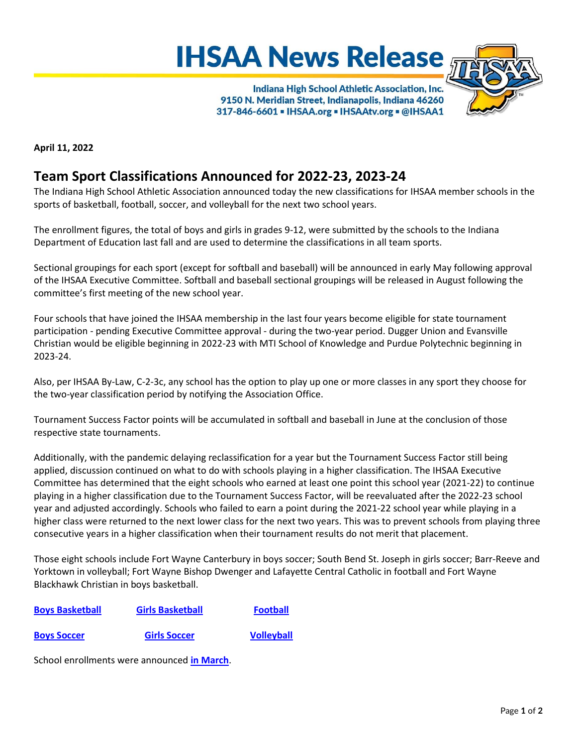# IHSAA News Release

**Indiana High School Athletic Association, Inc.**
**9150 N. Meridian Street, Indianapolis, Indiana 46260**
**317-846-6601 ▪ IHSAA.org ▪ IHSAAtv.org ▪ @IHSAA1**

**April 11, 2022**

## Team Sport Classifications Announced for 2022-23, 2023-24

The Indiana High School Athletic Association announced today the new classifications for IHSAA member schools in the sports of basketball, football, soccer, and volleyball for the next two school years.

The enrollment figures, the total of boys and girls in grades 9-12, were submitted by the schools to the Indiana Department of Education last fall and are used to determine the classifications in all team sports.

Sectional groupings for each sport (except for softball and baseball) will be announced in early May following approval of the IHSAA Executive Committee. Softball and baseball sectional groupings will be released in August following the committee's first meeting of the new school year.

Four schools that have joined the IHSAA membership in the last four years become eligible for state tournament participation - pending Executive Committee approval - during the two-year period. Dugger Union and Evansville Christian would be eligible beginning in 2022-23 with MTI School of Knowledge and Purdue Polytechnic beginning in 2023-24.

Also, per IHSAA By-Law, C-2-3c, any school has the option to play up one or more classes in any sport they choose for the two-year classification period by notifying the Association Office.

Tournament Success Factor points will be accumulated in softball and baseball in June at the conclusion of those respective state tournaments.

Additionally, with the pandemic delaying reclassification for a year but the Tournament Success Factor still being applied, discussion continued on what to do with schools playing in a higher classification. The IHSAA Executive Committee has determined that the eight schools who earned at least one point this school year (2021-22) to continue playing in a higher classification due to the Tournament Success Factor, will be reevaluated after the 2022-23 school year and adjusted accordingly. Schools who failed to earn a point during the 2021-22 school year while playing in a higher class were returned to the next lower class for the next two years. This was to prevent schools from playing three consecutive years in a higher classification when their tournament results do not merit that placement.

Those eight schools include Fort Wayne Canterbury in boys soccer; South Bend St. Joseph in girls soccer; Barr-Reeve and Yorktown in volleyball; Fort Wayne Bishop Dwenger and Lafayette Central Catholic in football and Fort Wayne Blackhawk Christian in boys basketball.

**Boys Basketball** **Girls Basketball** **Football**

**Boys Soccer** **Girls Soccer** **Volleyball**

School enrollments were announced **in March**.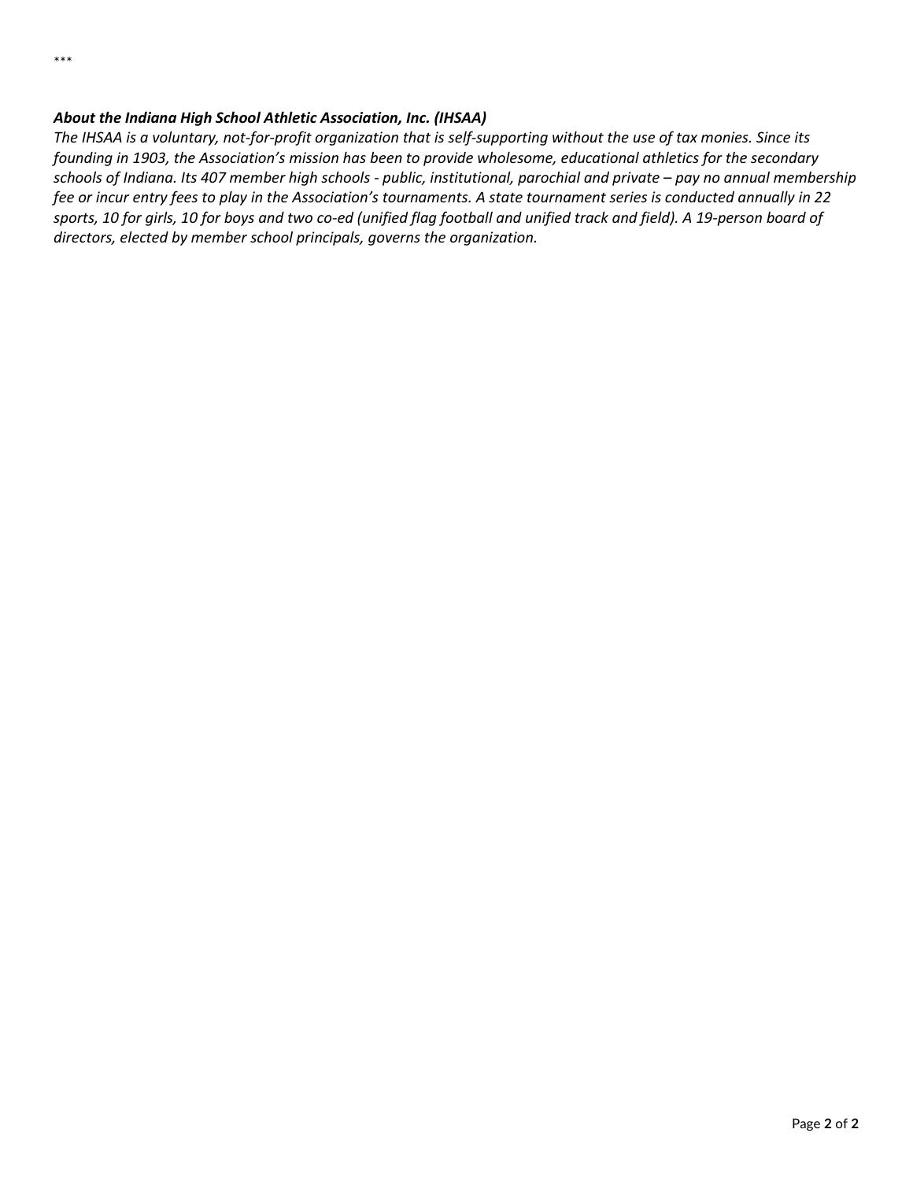***

***About the Indiana High School Athletic Association, Inc. (IHSAA)***

*The IHSAA is a voluntary, not-for-profit organization that is self-supporting without the use of tax monies. Since its founding in 1903, the Association's mission has been to provide wholesome, educational athletics for the secondary schools of Indiana. Its 407 member high schools - public, institutional, parochial and private – pay no annual membership fee or incur entry fees to play in the Association's tournaments. A state tournament series is conducted annually in 22 sports, 10 for girls, 10 for boys and two co-ed (unified flag football and unified track and field). A 19-person board of directors, elected by member school principals, governs the organization.*